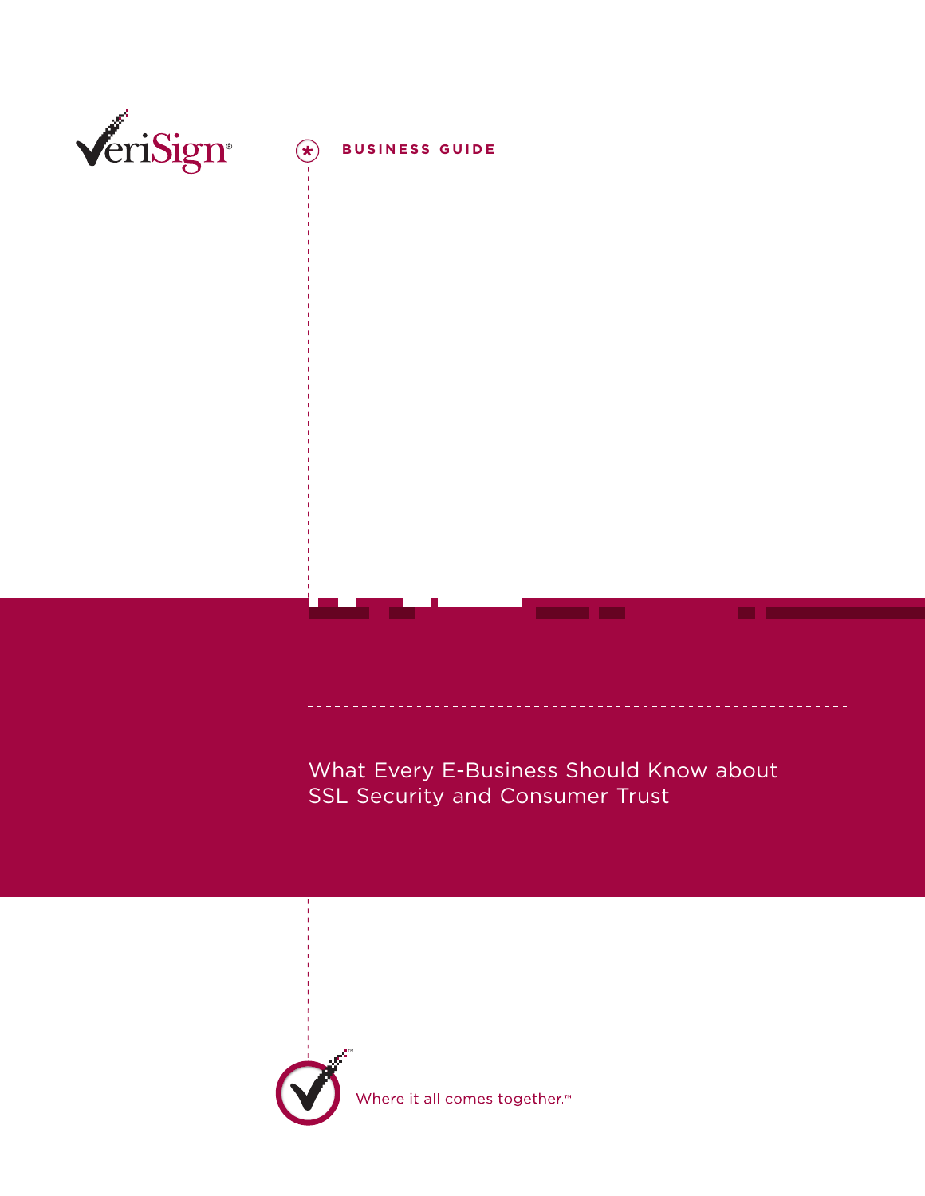VeriSign®

**BUSINESS GUIDE**

# What Every E-Business Should Know about SSL Security and Consumer Trust

Where it all comes together.™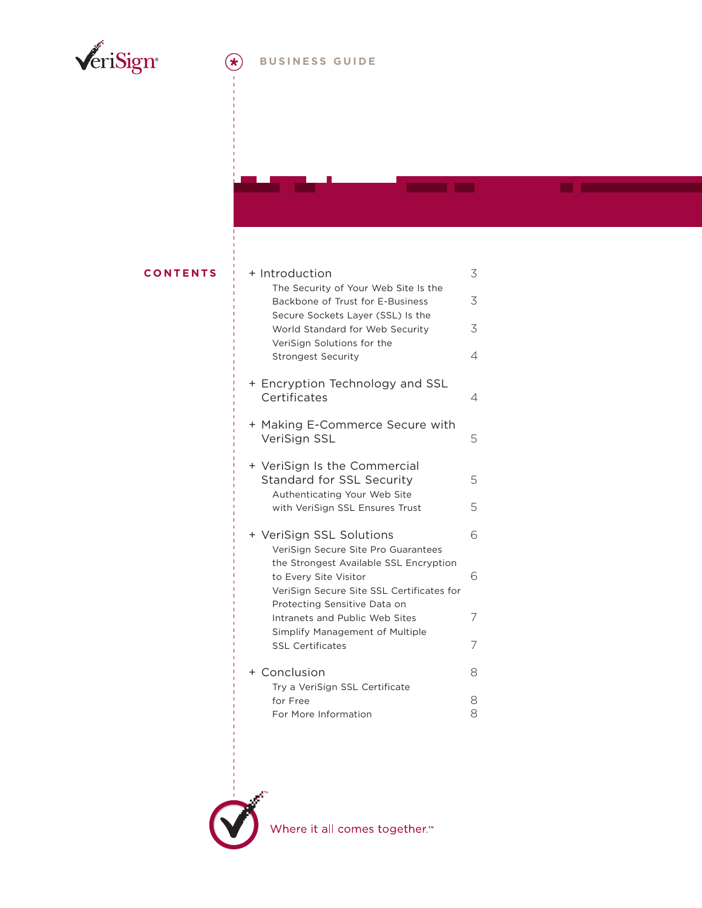VeriSign

BUSINESS GUIDE

## CONTENTS

+ Introduction 3
  - The Security of Your Web Site Is the Backbone of Trust for E-Business 3
  - Secure Sockets Layer (SSL) Is the World Standard for Web Security 3
  - VeriSign Solutions for the Strongest Security 4
+ Encryption Technology and SSL Certificates 4
+ Making E-Commerce Secure with VeriSign SSL 5
+ VeriSign Is the Commercial Standard for SSL Security 5
  - Authenticating Your Web Site with VeriSign SSL Ensures Trust 5
+ VeriSign SSL Solutions 6
  - VeriSign Secure Site Pro Guarantees the Strongest Available SSL Encryption to Every Site Visitor 6
  - VeriSign Secure Site SSL Certificates for Protecting Sensitive Data on Intranets and Public Web Sites 7
  - Simplify Management of Multiple SSL Certificates 7
+ Conclusion 8
  - Try a VeriSign SSL Certificate for Free 8
  - For More Information 8

Where it all comes together.™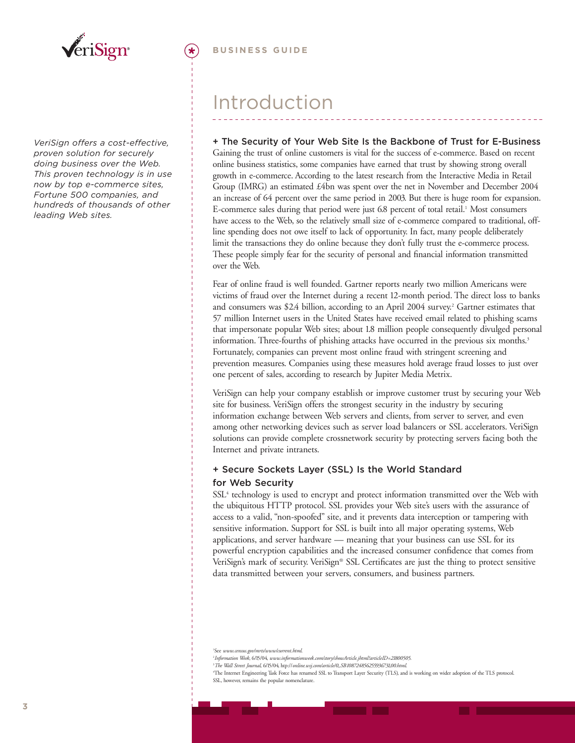*VeriSign offers a cost-effective, proven solution for securely doing business over the Web. This proven technology is in use now by top e-commerce sites, Fortune 500 companies, and hundreds of thousands of other leading Web sites.*

# Introduction

### + The Security of Your Web Site Is the Backbone of Trust for E-Business

Gaining the trust of online customers is vital for the success of e-commerce. Based on recent online business statistics, some companies have earned that trust by showing strong overall growth in e-commerce. According to the latest research from the Interactive Media in Retail Group (IMRG) an estimated £4bn was spent over the net in November and December 2004 an increase of 64 percent over the same period in 2003. But there is huge room for expansion. E-commerce sales during that period were just 6.8 percent of total retail.[1] Most consumers have access to the Web, so the relatively small size of e-commerce compared to traditional, off-line spending does not owe itself to lack of opportunity. In fact, many people deliberately limit the transactions they do online because they don't fully trust the e-commerce process. These people simply fear for the security of personal and financial information transmitted over the Web.

Fear of online fraud is well founded. Gartner reports nearly two million Americans were victims of fraud over the Internet during a recent 12-month period. The direct loss to banks and consumers was $2.4 billion, according to an April 2004 survey.[2] Gartner estimates that 57 million Internet users in the United States have received email related to phishing scams that impersonate popular Web sites; about 1.8 million people consequently divulged personal information. Three-fourths of phishing attacks have occurred in the previous six months.[3] Fortunately, companies can prevent most online fraud with stringent screening and prevention measures. Companies using these measures hold average fraud losses to just over one percent of sales, according to research by Jupiter Media Metrix.

VeriSign can help your company establish or improve customer trust by securing your Web site for business. VeriSign offers the strongest security in the industry by securing information exchange between Web servers and clients, from server to server, and even among other networking devices such as server load balancers or SSL accelerators. VeriSign solutions can provide complete crossnetwork security by protecting servers facing both the Internet and private intranets.

### + Secure Sockets Layer (SSL) Is the World Standard for Web Security

SSL[4] technology is used to encrypt and protect information transmitted over the Web with the ubiquitous HTTP protocol. SSL provides your Web site's users with the assurance of access to a valid, "non-spoofed" site, and it prevents data interception or tampering with sensitive information. Support for SSL is built into all major operating systems, Web applications, and server hardware — meaning that your business can use SSL for its powerful encryption capabilities and the increased consumer confidence that comes from VeriSign's mark of security. VeriSign® SSL Certificates are just the thing to protect sensitive data transmitted between your servers, consumers, and business partners.

---

[1] See *www.census.gov/mrts/www/current.html.*

[2] *Information Week*, 6/15/04, *www.informationweek.com/story/showArticle.jhtml?articleID=21800505.*

[3] *The Wall Street Journal*, 6/15/04, http://*online.wsj.com/article/0,,SB108724856255936731,00.html.*

[4] The Internet Engineering Task Force has renamed SSL to Transport Layer Security (TLS), and is working on wider adoption of the TLS protocol. SSL, however, remains the popular nomenclature.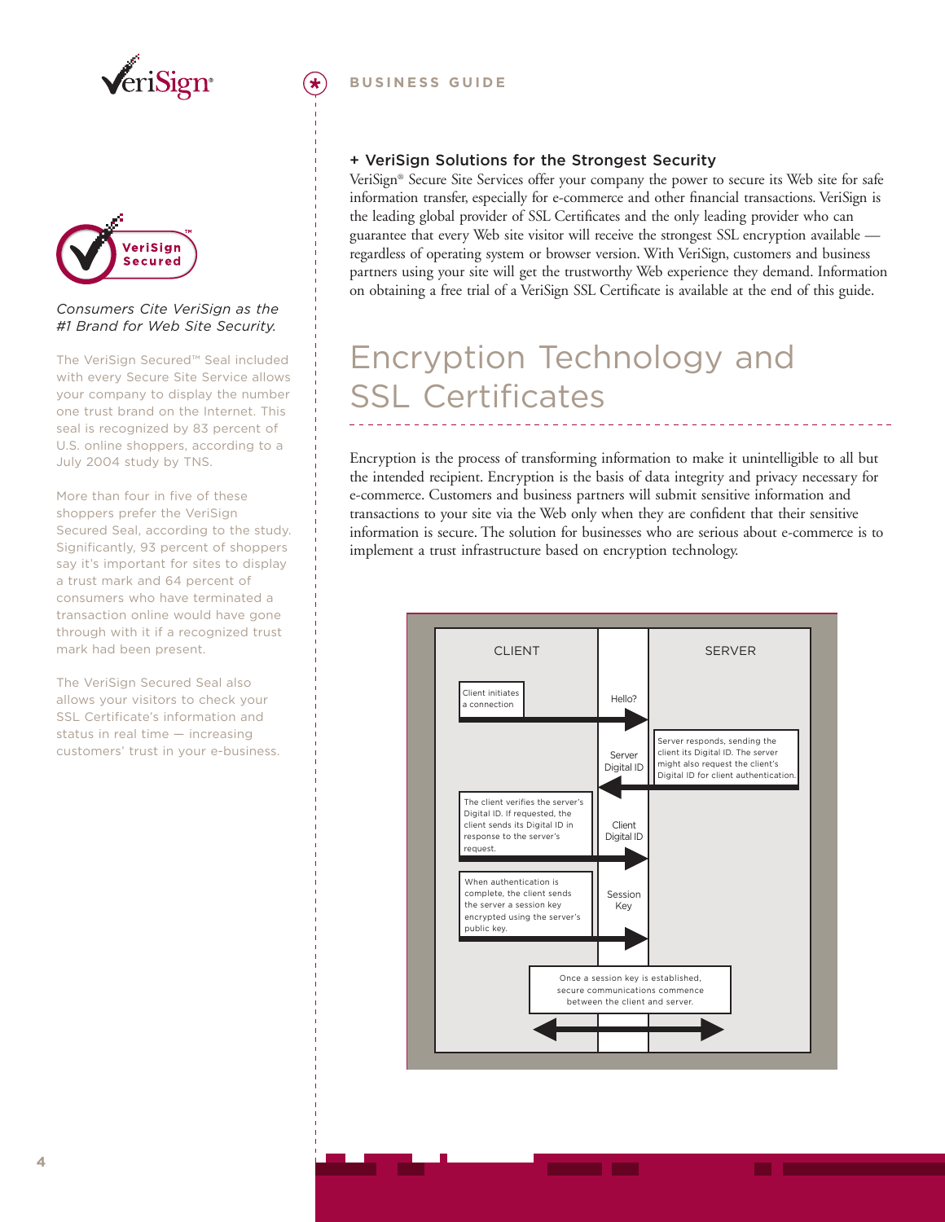## + VeriSign Solutions for the Strongest Security

VeriSign® Secure Site Services offer your company the power to secure its Web site for safe information transfer, especially for e-commerce and other financial transactions. VeriSign is the leading global provider of SSL Certificates and the only leading provider who can guarantee that every Web site visitor will receive the strongest SSL encryption available — regardless of operating system or browser version. With VeriSign, customers and business partners using your site will get the trustworthy Web experience they demand. Information on obtaining a free trial of a VeriSign SSL Certificate is available at the end of this guide.

*Consumers Cite VeriSign as the #1 Brand for Web Site Security.*

The VeriSign Secured™ Seal included with every Secure Site Service allows your company to display the number one trust brand on the Internet. This seal is recognized by 83 percent of U.S. online shoppers, according to a July 2004 study by TNS.

More than four in five of these shoppers prefer the VeriSign Secured Seal, according to the study. Significantly, 93 percent of shoppers say it's important for sites to display a trust mark and 64 percent of consumers who have terminated a transaction online would have gone through with it if a recognized trust mark had been present.

The VeriSign Secured Seal also allows your visitors to check your SSL Certificate's information and status in real time — increasing customers' trust in your e-business.

# Encryption Technology and SSL Certificates

Encryption is the process of transforming information to make it unintelligible to all but the intended recipient. Encryption is the basis of data integrity and privacy necessary for e-commerce. Customers and business partners will submit sensitive information and transactions to your site via the Web only when they are confident that their sensitive information is secure. The solution for businesses who are serious about e-commerce is to implement a trust infrastructure based on encryption technology.

CLIENT | SERVER

- Client initiates a connection → Hello?
- Server responds, sending the client its Digital ID. The server might also request the client's Digital ID for client authentication. ← Server Digital ID
- The client verifies the server's Digital ID. If requested, the client sends its Digital ID in response to the server's request. → Client Digital ID
- When authentication is complete, the client sends the server a session key encrypted using the server's public key. → Session Key
- Once a session key is established, secure communications commence between the client and server. ↔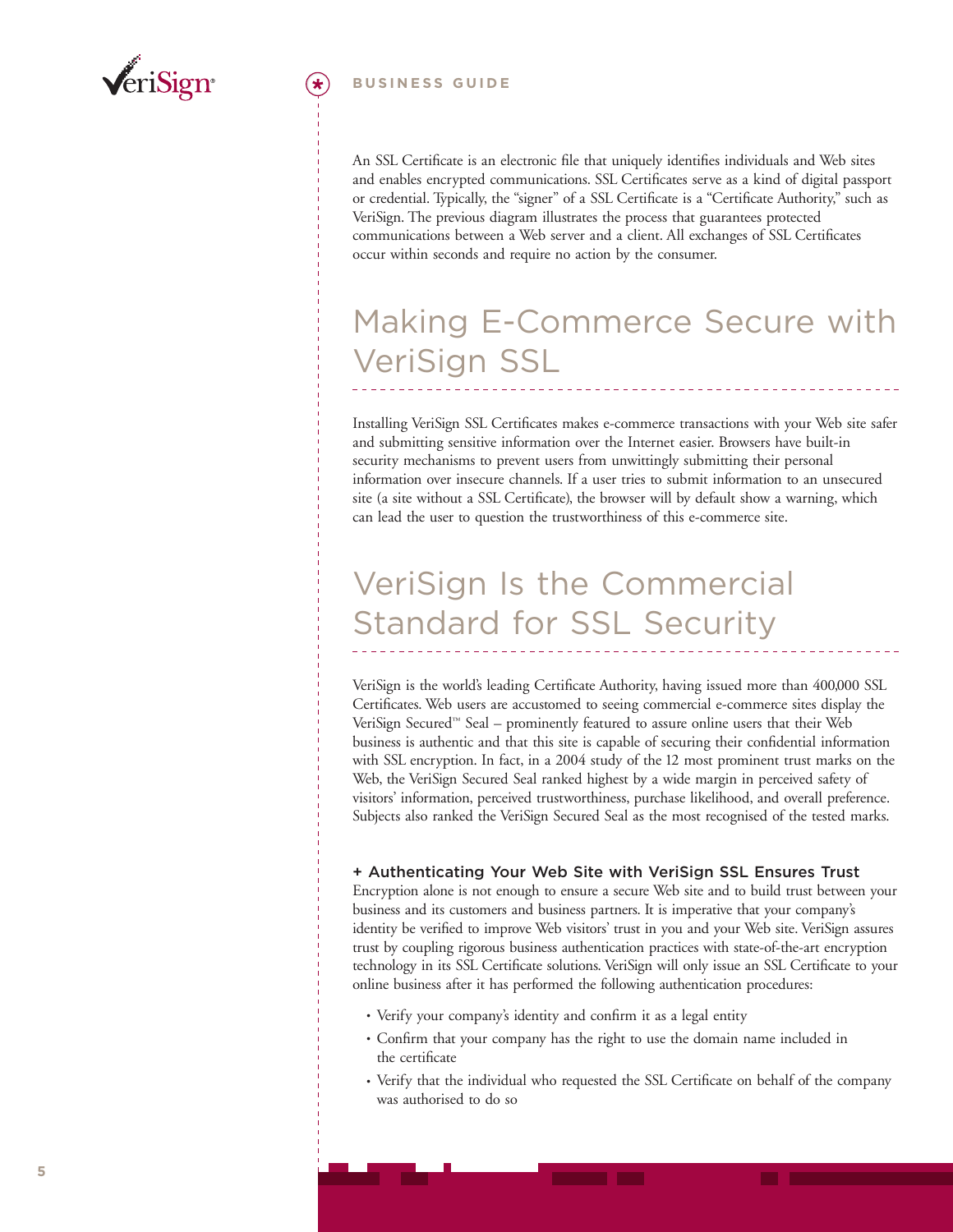An SSL Certificate is an electronic file that uniquely identifies individuals and Web sites and enables encrypted communications. SSL Certificates serve as a kind of digital passport or credential. Typically, the "signer" of a SSL Certificate is a "Certificate Authority," such as VeriSign. The previous diagram illustrates the process that guarantees protected communications between a Web server and a client. All exchanges of SSL Certificates occur within seconds and require no action by the consumer.

## Making E-Commerce Secure with VeriSign SSL

Installing VeriSign SSL Certificates makes e-commerce transactions with your Web site safer and submitting sensitive information over the Internet easier. Browsers have built-in security mechanisms to prevent users from unwittingly submitting their personal information over insecure channels. If a user tries to submit information to an unsecured site (a site without a SSL Certificate), the browser will by default show a warning, which can lead the user to question the trustworthiness of this e-commerce site.

## VeriSign Is the Commercial Standard for SSL Security

VeriSign is the world's leading Certificate Authority, having issued more than 400,000 SSL Certificates. Web users are accustomed to seeing commercial e-commerce sites display the VeriSign Secured™ Seal – prominently featured to assure online users that their Web business is authentic and that this site is capable of securing their confidential information with SSL encryption. In fact, in a 2004 study of the 12 most prominent trust marks on the Web, the VeriSign Secured Seal ranked highest by a wide margin in perceived safety of visitors' information, perceived trustworthiness, purchase likelihood, and overall preference. Subjects also ranked the VeriSign Secured Seal as the most recognised of the tested marks.

### + Authenticating Your Web Site with VeriSign SSL Ensures Trust

Encryption alone is not enough to ensure a secure Web site and to build trust between your business and its customers and business partners. It is imperative that your company's identity be verified to improve Web visitors' trust in you and your Web site. VeriSign assures trust by coupling rigorous business authentication practices with state-of-the-art encryption technology in its SSL Certificate solutions. VeriSign will only issue an SSL Certificate to your online business after it has performed the following authentication procedures:

- Verify your company's identity and confirm it as a legal entity
- Confirm that your company has the right to use the domain name included in the certificate
- Verify that the individual who requested the SSL Certificate on behalf of the company was authorised to do so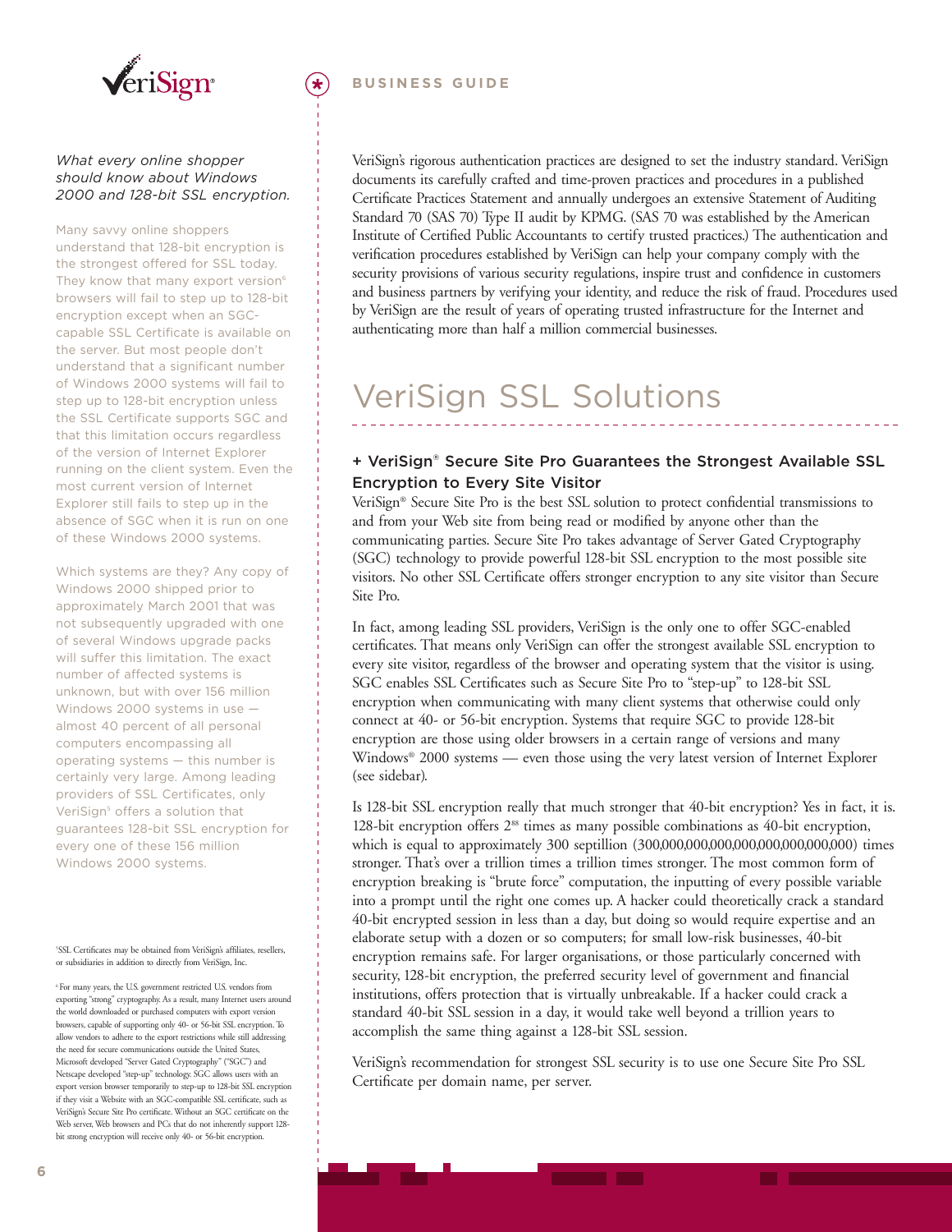*What every online shopper should know about Windows 2000 and 128-bit SSL encryption.*

Many savvy online shoppers understand that 128-bit encryption is the strongest offered for SSL today. They know that many export version[6] browsers will fail to step up to 128-bit encryption except when an SGC-capable SSL Certificate is available on the server. But most people don't understand that a significant number of Windows 2000 systems will fail to step up to 128-bit encryption unless the SSL Certificate supports SGC and that this limitation occurs regardless of the version of Internet Explorer running on the client system. Even the most current version of Internet Explorer still fails to step up in the absence of SGC when it is run on one of these Windows 2000 systems.

Which systems are they? Any copy of Windows 2000 shipped prior to approximately March 2001 that was not subsequently upgraded with one of several Windows upgrade packs will suffer this limitation. The exact number of affected systems is unknown, but with over 156 million Windows 2000 systems in use — almost 40 percent of all personal computers encompassing all operating systems — this number is certainly very large. Among leading providers of SSL Certificates, only VeriSign[5] offers a solution that guarantees 128-bit SSL encryption for every one of these 156 million Windows 2000 systems.

VeriSign's rigorous authentication practices are designed to set the industry standard. VeriSign documents its carefully crafted and time-proven practices and procedures in a published Certificate Practices Statement and annually undergoes an extensive Statement of Auditing Standard 70 (SAS 70) Type II audit by KPMG. (SAS 70 was established by the American Institute of Certified Public Accountants to certify trusted practices.) The authentication and verification procedures established by VeriSign can help your company comply with the security provisions of various security regulations, inspire trust and confidence in customers and business partners by verifying your identity, and reduce the risk of fraud. Procedures used by VeriSign are the result of years of operating trusted infrastructure for the Internet and authenticating more than half a million commercial businesses.

# VeriSign SSL Solutions

### + VeriSign® Secure Site Pro Guarantees the Strongest Available SSL Encryption to Every Site Visitor

VeriSign® Secure Site Pro is the best SSL solution to protect confidential transmissions to and from your Web site from being read or modified by anyone other than the communicating parties. Secure Site Pro takes advantage of Server Gated Cryptography (SGC) technology to provide powerful 128-bit SSL encryption to the most possible site visitors. No other SSL Certificate offers stronger encryption to any site visitor than Secure Site Pro.

In fact, among leading SSL providers, VeriSign is the only one to offer SGC-enabled certificates. That means only VeriSign can offer the strongest available SSL encryption to every site visitor, regardless of the browser and operating system that the visitor is using. SGC enables SSL Certificates such as Secure Site Pro to "step-up" to 128-bit SSL encryption when communicating with many client systems that otherwise could only connect at 40- or 56-bit encryption. Systems that require SGC to provide 128-bit encryption are those using older browsers in a certain range of versions and many Windows® 2000 systems — even those using the very latest version of Internet Explorer (see sidebar).

Is 128-bit SSL encryption really that much stronger that 40-bit encryption? Yes in fact, it is. 128-bit encryption offers $2^{88}$ times as many possible combinations as 40-bit encryption, which is equal to approximately 300 septillion (300,000,000,000,000,000,000,000,000) times stronger. That's over a trillion times a trillion times stronger. The most common form of encryption breaking is "brute force" computation, the inputting of every possible variable into a prompt until the right one comes up. A hacker could theoretically crack a standard 40-bit encrypted session in less than a day, but doing so would require expertise and an elaborate setup with a dozen or so computers; for small low-risk businesses, 40-bit encryption remains safe. For larger organisations, or those particularly concerned with security, 128-bit encryption, the preferred security level of government and financial institutions, offers protection that is virtually unbreakable. If a hacker could crack a standard 40-bit SSL session in a day, it would take well beyond a trillion years to accomplish the same thing against a 128-bit SSL session.

VeriSign's recommendation for strongest SSL security is to use one Secure Site Pro SSL Certificate per domain name, per server.

[5] SSL Certificates may be obtained from VeriSign's affiliates, resellers, or subsidiaries in addition to directly from VeriSign, Inc.

[6] For many years, the U.S. government restricted U.S. vendors from exporting "strong" cryptography. As a result, many Internet users around the world downloaded or purchased computers with export version browsers, capable of supporting only 40- or 56-bit SSL encryption. To allow vendors to adhere to the export restrictions while still addressing the need for secure communications outside the United States, Microsoft developed "Server Gated Cryptography" ("SGC") and Netscape developed "step-up" technology. SGC allows users with an export version browser temporarily to step-up to 128-bit SSL encryption if they visit a Website with an SGC-compatible SSL certificate, such as VeriSign's Secure Site Pro certificate. Without an SGC certificate on the Web server, Web browsers and PCs that do not inherently support 128-bit strong encryption will receive only 40- or 56-bit encryption.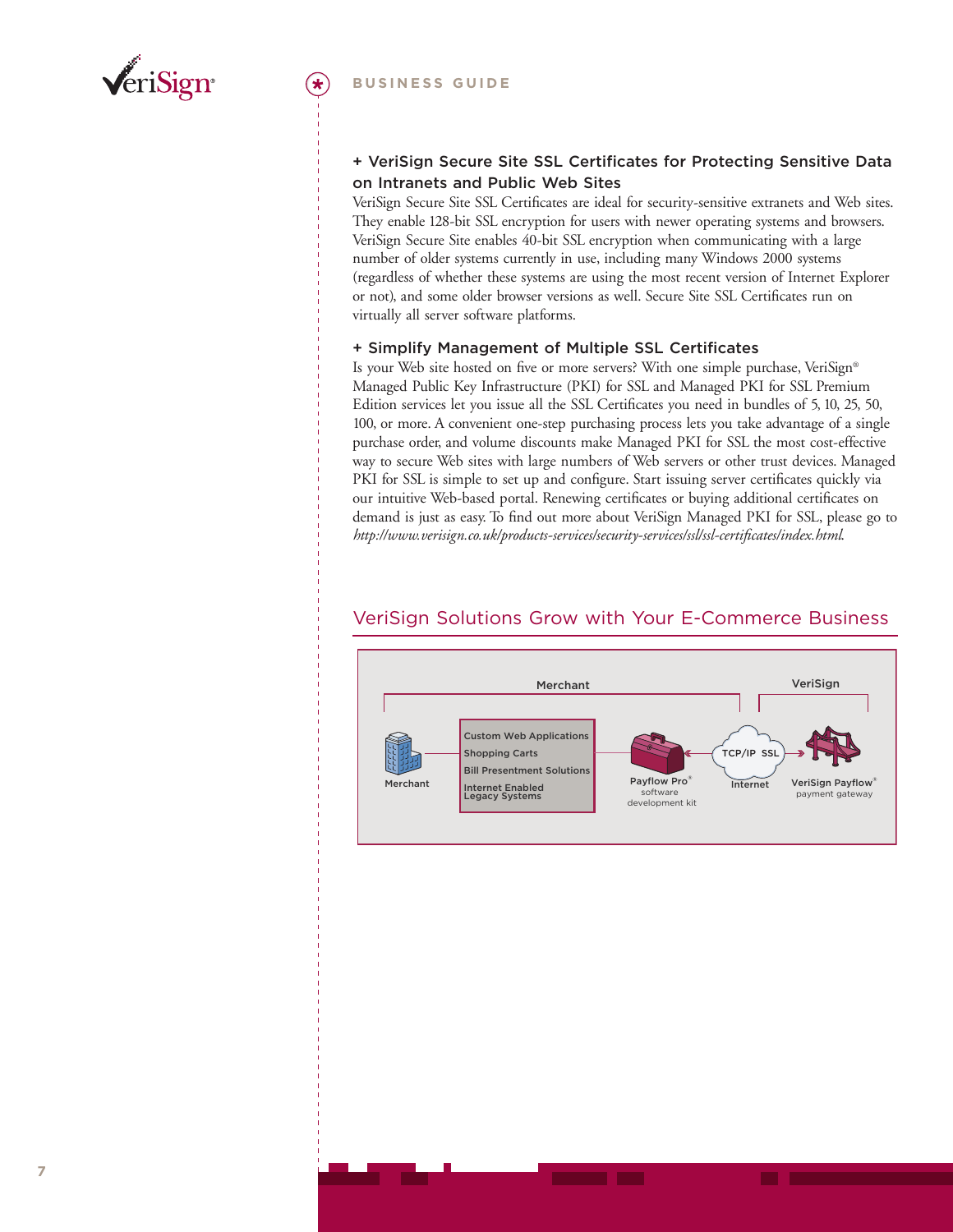### + VeriSign Secure Site SSL Certificates for Protecting Sensitive Data on Intranets and Public Web Sites

VeriSign Secure Site SSL Certificates are ideal for security-sensitive extranets and Web sites. They enable 128-bit SSL encryption for users with newer operating systems and browsers. VeriSign Secure Site enables 40-bit SSL encryption when communicating with a large number of older systems currently in use, including many Windows 2000 systems (regardless of whether these systems are using the most recent version of Internet Explorer or not), and some older browser versions as well. Secure Site SSL Certificates run on virtually all server software platforms.

### + Simplify Management of Multiple SSL Certificates

Is your Web site hosted on five or more servers? With one simple purchase, VeriSign® Managed Public Key Infrastructure (PKI) for SSL and Managed PKI for SSL Premium Edition services let you issue all the SSL Certificates you need in bundles of 5, 10, 25, 50, 100, or more. A convenient one-step purchasing process lets you take advantage of a single purchase order, and volume discounts make Managed PKI for SSL the most cost-effective way to secure Web sites with large numbers of Web servers or other trust devices. Managed PKI for SSL is simple to set up and configure. Start issuing server certificates quickly via our intuitive Web-based portal. Renewing certificates or buying additional certificates on demand is just as easy. To find out more about VeriSign Managed PKI for SSL, please go to *http://www.verisign.co.uk/products-services/security-services/ssl/ssl-certificates/index.html*.

## VeriSign Solutions Grow with Your E-Commerce Business

Merchant | VeriSign

Merchant

- Custom Web Applications
- Shopping Carts
- Bill Presentment Solutions
- Internet Enabled Legacy Systems

Payflow Pro® software development kit

TCP/IP SSL — Internet

VeriSign Payflow® payment gateway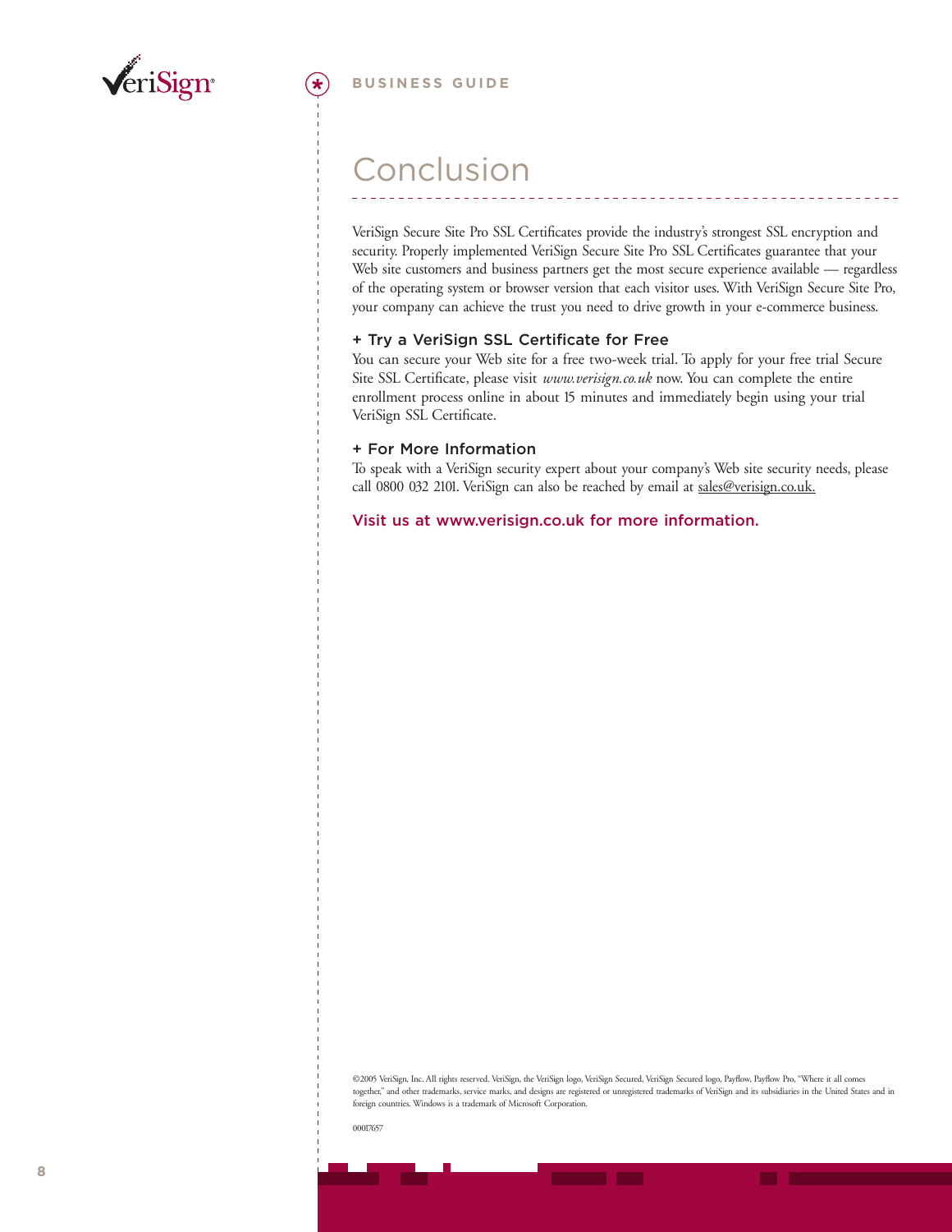# Conclusion

VeriSign Secure Site Pro SSL Certificates provide the industry's strongest SSL encryption and security. Properly implemented VeriSign Secure Site Pro SSL Certificates guarantee that your Web site customers and business partners get the most secure experience available — regardless of the operating system or browser version that each visitor uses. With VeriSign Secure Site Pro, your company can achieve the trust you need to drive growth in your e-commerce business.

### + Try a VeriSign SSL Certificate for Free

You can secure your Web site for a free two-week trial. To apply for your free trial Secure Site SSL Certificate, please visit *www.verisign.co.uk* now. You can complete the entire enrollment process online in about 15 minutes and immediately begin using your trial VeriSign SSL Certificate.

### + For More Information

To speak with a VeriSign security expert about your company's Web site security needs, please call 0800 032 2101. VeriSign can also be reached by email at sales@verisign.co.uk.

Visit us at www.verisign.co.uk for more information.

©2005 VeriSign, Inc. All rights reserved. VeriSign, the VeriSign logo, VeriSign Secured, VeriSign Secured logo, Payflow, Payflow Pro, "Where it all comes together," and other trademarks, service marks, and designs are registered or unregistered trademarks of VeriSign and its subsidiaries in the United States and in foreign countries. Windows is a trademark of Microsoft Corporation.

00017657